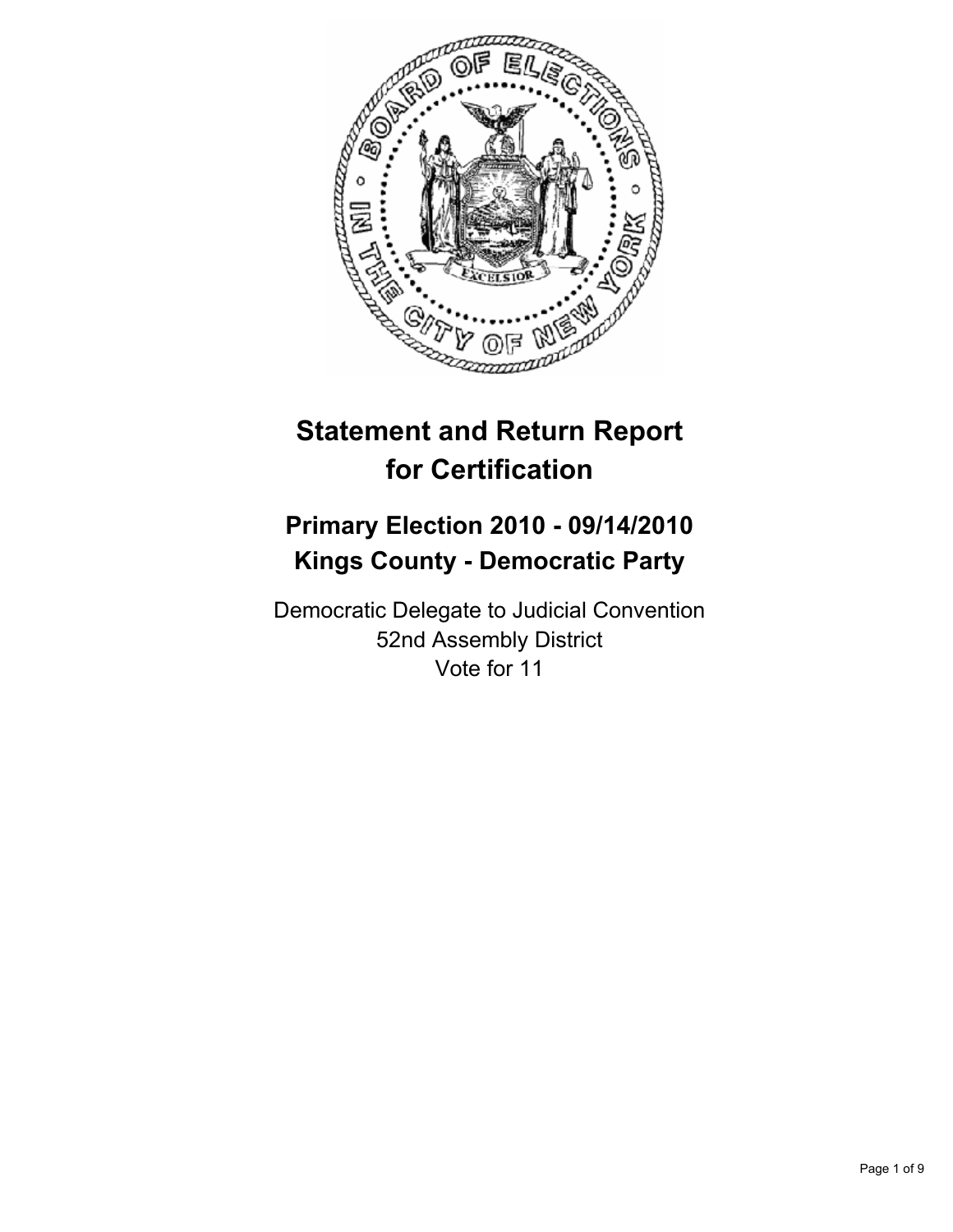# Statement and Return Report for Certification

## Primary Election 2010 - 09/14/2010
## Kings County - Democratic Party

Democratic Delegate to Judicial Convention
52nd Assembly District
Vote for 11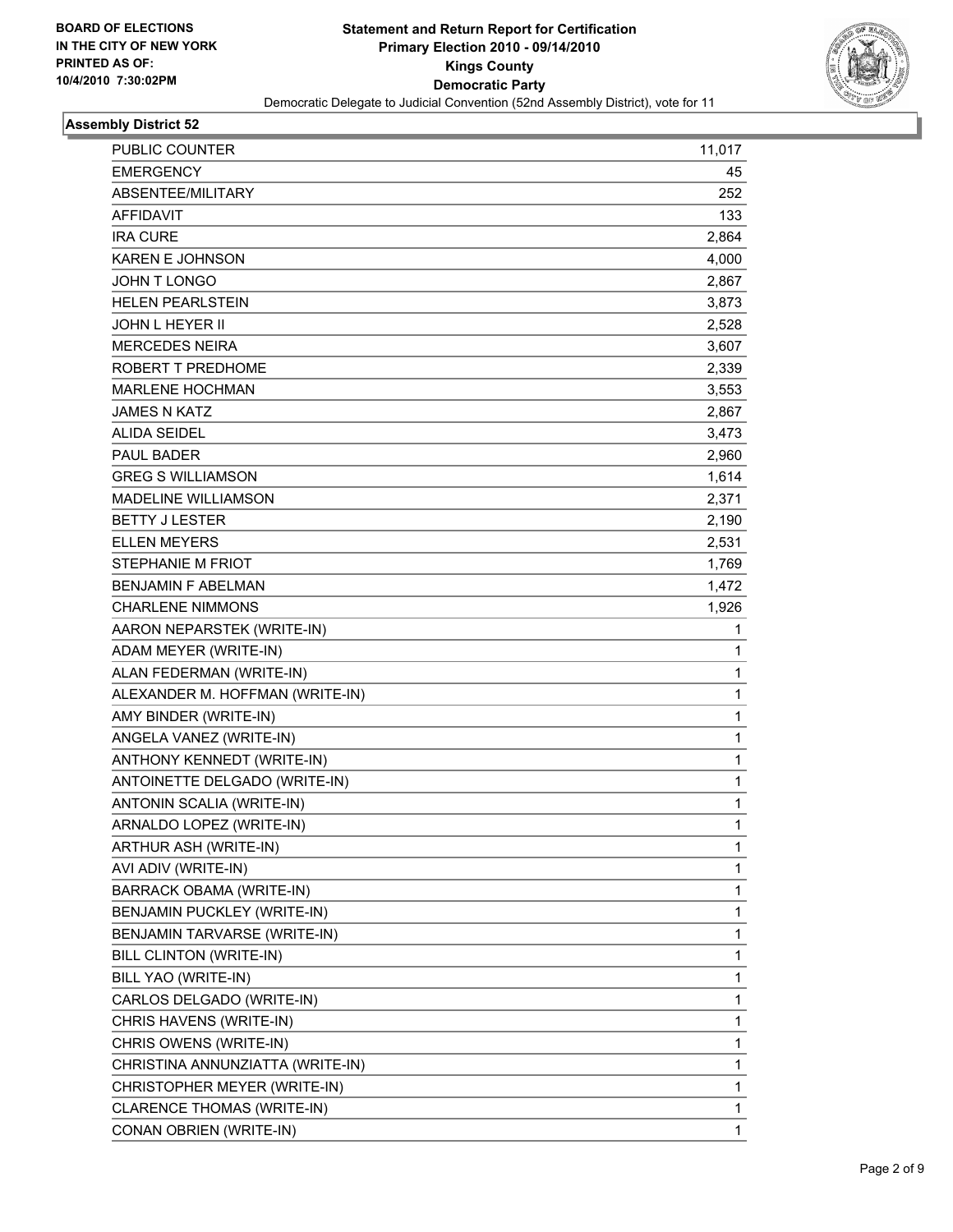**BOARD OF ELECTIONS IN THE CITY OF NEW YORK PRINTED AS OF: 10/4/2010 7:30:02PM**

# Statement and Return Report for Certification
## Primary Election 2010 - 09/14/2010
## Kings County
## Democratic Party
### Democratic Delegate to Judicial Convention (52nd Assembly District), vote for 11

**Assembly District 52**

| | |
|---|---|
| PUBLIC COUNTER | 11,017 |
| EMERGENCY | 45 |
| ABSENTEE/MILITARY | 252 |
| AFFIDAVIT | 133 |
| IRA CURE | 2,864 |
| KAREN E JOHNSON | 4,000 |
| JOHN T LONGO | 2,867 |
| HELEN PEARLSTEIN | 3,873 |
| JOHN L HEYER II | 2,528 |
| MERCEDES NEIRA | 3,607 |
| ROBERT T PREDHOME | 2,339 |
| MARLENE HOCHMAN | 3,553 |
| JAMES N KATZ | 2,867 |
| ALIDA SEIDEL | 3,473 |
| PAUL BADER | 2,960 |
| GREG S WILLIAMSON | 1,614 |
| MADELINE WILLIAMSON | 2,371 |
| BETTY J LESTER | 2,190 |
| ELLEN MEYERS | 2,531 |
| STEPHANIE M FRIOT | 1,769 |
| BENJAMIN F ABELMAN | 1,472 |
| CHARLENE NIMMONS | 1,926 |
| AARON NEPARSTEK (WRITE-IN) | 1 |
| ADAM MEYER (WRITE-IN) | 1 |
| ALAN FEDERMAN (WRITE-IN) | 1 |
| ALEXANDER M. HOFFMAN (WRITE-IN) | 1 |
| AMY BINDER (WRITE-IN) | 1 |
| ANGELA VANEZ (WRITE-IN) | 1 |
| ANTHONY KENNEDT (WRITE-IN) | 1 |
| ANTOINETTE DELGADO (WRITE-IN) | 1 |
| ANTONIN SCALIA (WRITE-IN) | 1 |
| ARNALDO LOPEZ (WRITE-IN) | 1 |
| ARTHUR ASH (WRITE-IN) | 1 |
| AVI ADIV (WRITE-IN) | 1 |
| BARRACK OBAMA (WRITE-IN) | 1 |
| BENJAMIN PUCKLEY (WRITE-IN) | 1 |
| BENJAMIN TARVARSE (WRITE-IN) | 1 |
| BILL CLINTON (WRITE-IN) | 1 |
| BILL YAO (WRITE-IN) | 1 |
| CARLOS DELGADO (WRITE-IN) | 1 |
| CHRIS HAVENS (WRITE-IN) | 1 |
| CHRIS OWENS (WRITE-IN) | 1 |
| CHRISTINA ANNUNZIATTA (WRITE-IN) | 1 |
| CHRISTOPHER MEYER (WRITE-IN) | 1 |
| CLARENCE THOMAS (WRITE-IN) | 1 |
| CONAN OBRIEN (WRITE-IN) | 1 |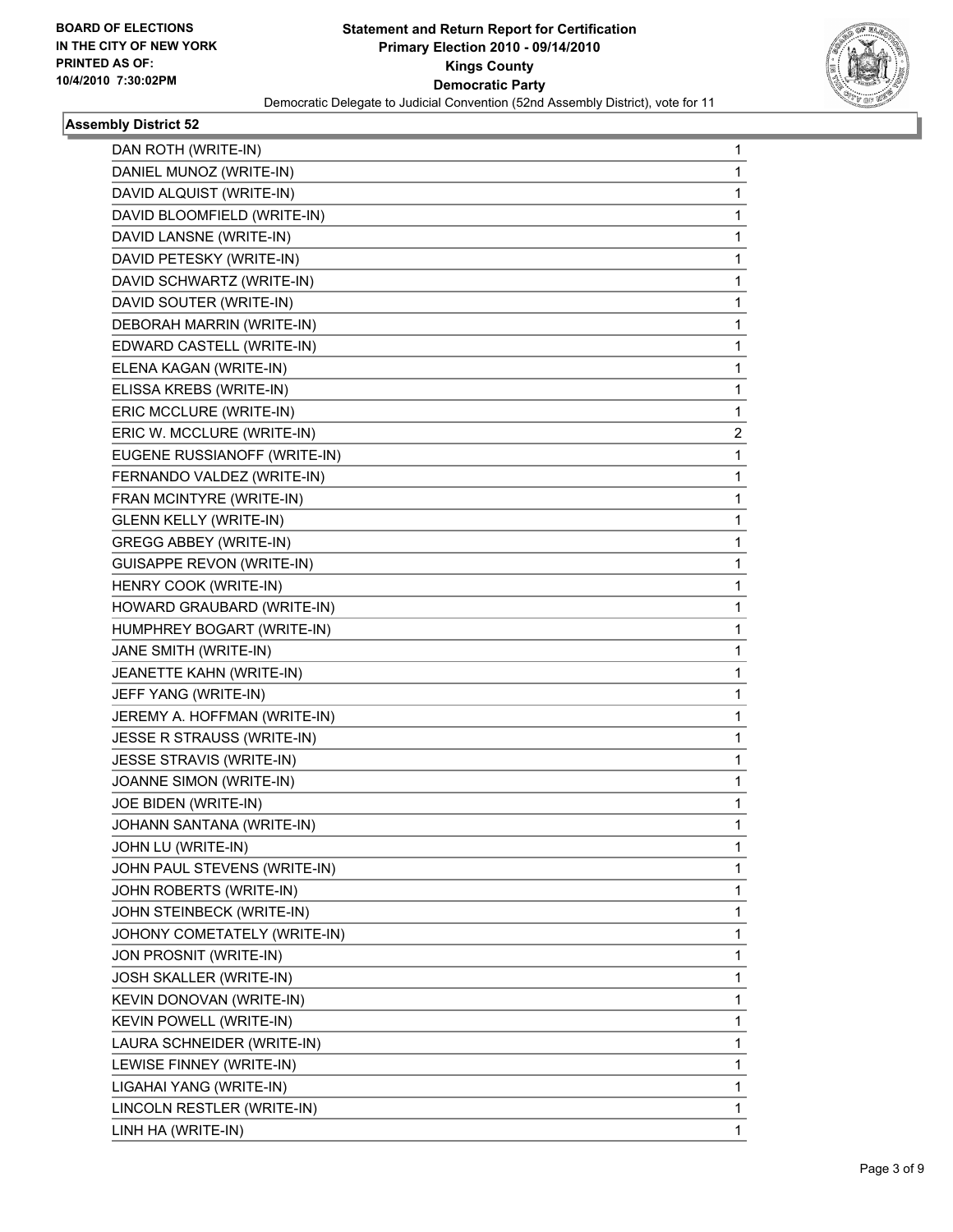## Assembly District 52

| Candidate | Votes |
|---|---|
| DAN ROTH (WRITE-IN) | 1 |
| DANIEL MUNOZ (WRITE-IN) | 1 |
| DAVID ALQUIST (WRITE-IN) | 1 |
| DAVID BLOOMFIELD (WRITE-IN) | 1 |
| DAVID LANSNE (WRITE-IN) | 1 |
| DAVID PETESKY (WRITE-IN) | 1 |
| DAVID SCHWARTZ (WRITE-IN) | 1 |
| DAVID SOUTER (WRITE-IN) | 1 |
| DEBORAH MARRIN (WRITE-IN) | 1 |
| EDWARD CASTELL (WRITE-IN) | 1 |
| ELENA KAGAN (WRITE-IN) | 1 |
| ELISSA KREBS (WRITE-IN) | 1 |
| ERIC MCCLURE (WRITE-IN) | 1 |
| ERIC W. MCCLURE (WRITE-IN) | 2 |
| EUGENE RUSSIANOFF (WRITE-IN) | 1 |
| FERNANDO VALDEZ (WRITE-IN) | 1 |
| FRAN MCINTYRE (WRITE-IN) | 1 |
| GLENN KELLY (WRITE-IN) | 1 |
| GREGG ABBEY (WRITE-IN) | 1 |
| GUISAPPE REVON (WRITE-IN) | 1 |
| HENRY COOK (WRITE-IN) | 1 |
| HOWARD GRAUBARD (WRITE-IN) | 1 |
| HUMPHREY BOGART (WRITE-IN) | 1 |
| JANE SMITH (WRITE-IN) | 1 |
| JEANETTE KAHN (WRITE-IN) | 1 |
| JEFF YANG (WRITE-IN) | 1 |
| JEREMY A. HOFFMAN (WRITE-IN) | 1 |
| JESSE R STRAUSS (WRITE-IN) | 1 |
| JESSE STRAVIS (WRITE-IN) | 1 |
| JOANNE SIMON (WRITE-IN) | 1 |
| JOE BIDEN (WRITE-IN) | 1 |
| JOHANN SANTANA (WRITE-IN) | 1 |
| JOHN LU (WRITE-IN) | 1 |
| JOHN PAUL STEVENS (WRITE-IN) | 1 |
| JOHN ROBERTS (WRITE-IN) | 1 |
| JOHN STEINBECK (WRITE-IN) | 1 |
| JOHONY COMETATELY (WRITE-IN) | 1 |
| JON PROSNIT (WRITE-IN) | 1 |
| JOSH SKALLER (WRITE-IN) | 1 |
| KEVIN DONOVAN (WRITE-IN) | 1 |
| KEVIN POWELL (WRITE-IN) | 1 |
| LAURA SCHNEIDER (WRITE-IN) | 1 |
| LEWISE FINNEY (WRITE-IN) | 1 |
| LIGAHAI YANG (WRITE-IN) | 1 |
| LINCOLN RESTLER (WRITE-IN) | 1 |
| LINH HA (WRITE-IN) | 1 |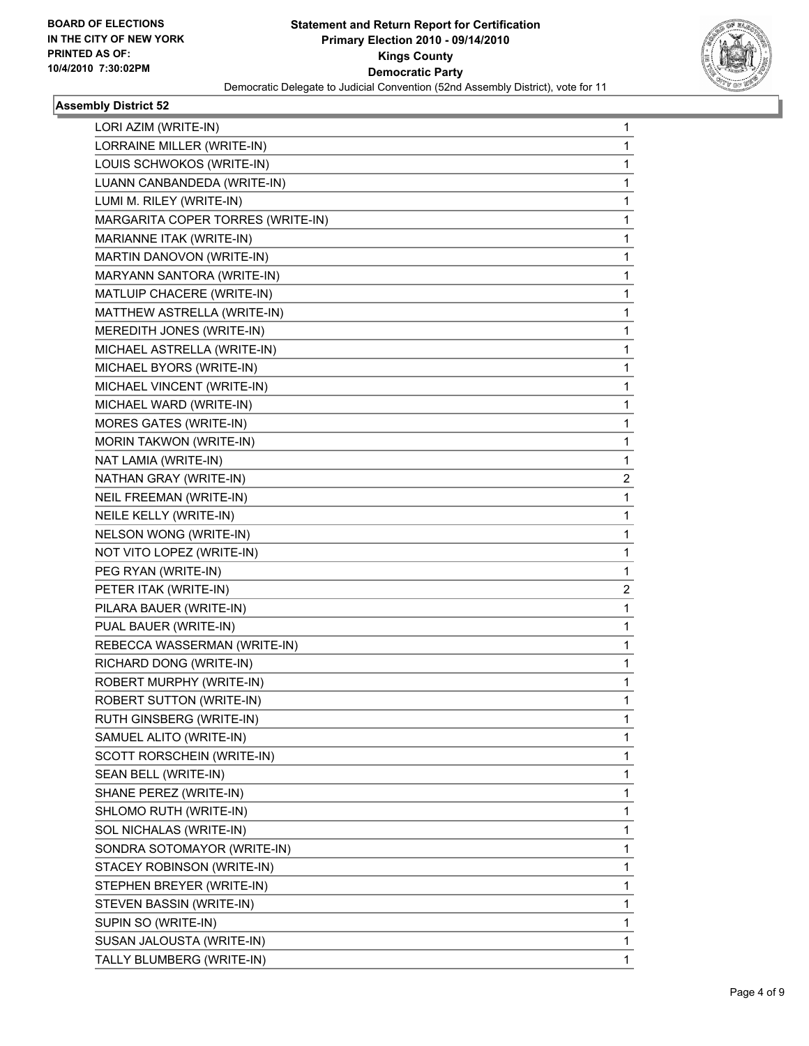**BOARD OF ELECTIONS IN THE CITY OF NEW YORK PRINTED AS OF: 10/4/2010 7:30:02PM**

# Statement and Return Report for Certification
## Primary Election 2010 - 09/14/2010
## Kings County
## Democratic Party
### Democratic Delegate to Judicial Convention (52nd Assembly District), vote for 11

**Assembly District 52**

| | |
|---|---|
| LORI AZIM (WRITE-IN) | 1 |
| LORRAINE MILLER (WRITE-IN) | 1 |
| LOUIS SCHWOKOS (WRITE-IN) | 1 |
| LUANN CANBANDEDA (WRITE-IN) | 1 |
| LUMI M. RILEY (WRITE-IN) | 1 |
| MARGARITA COPER TORRES (WRITE-IN) | 1 |
| MARIANNE ITAK (WRITE-IN) | 1 |
| MARTIN DANOVON (WRITE-IN) | 1 |
| MARYANN SANTORA (WRITE-IN) | 1 |
| MATLUIP CHACERE (WRITE-IN) | 1 |
| MATTHEW ASTRELLA (WRITE-IN) | 1 |
| MEREDITH JONES (WRITE-IN) | 1 |
| MICHAEL ASTRELLA (WRITE-IN) | 1 |
| MICHAEL BYORS (WRITE-IN) | 1 |
| MICHAEL VINCENT (WRITE-IN) | 1 |
| MICHAEL WARD (WRITE-IN) | 1 |
| MORES GATES (WRITE-IN) | 1 |
| MORIN TAKWON (WRITE-IN) | 1 |
| NAT LAMIA (WRITE-IN) | 1 |
| NATHAN GRAY (WRITE-IN) | 2 |
| NEIL FREEMAN (WRITE-IN) | 1 |
| NEILE KELLY (WRITE-IN) | 1 |
| NELSON WONG (WRITE-IN) | 1 |
| NOT VITO LOPEZ (WRITE-IN) | 1 |
| PEG RYAN (WRITE-IN) | 1 |
| PETER ITAK (WRITE-IN) | 2 |
| PILARA BAUER (WRITE-IN) | 1 |
| PUAL BAUER (WRITE-IN) | 1 |
| REBECCA WASSERMAN (WRITE-IN) | 1 |
| RICHARD DONG (WRITE-IN) | 1 |
| ROBERT MURPHY (WRITE-IN) | 1 |
| ROBERT SUTTON (WRITE-IN) | 1 |
| RUTH GINSBERG (WRITE-IN) | 1 |
| SAMUEL ALITO (WRITE-IN) | 1 |
| SCOTT RORSCHEIN (WRITE-IN) | 1 |
| SEAN BELL (WRITE-IN) | 1 |
| SHANE PEREZ (WRITE-IN) | 1 |
| SHLOMO RUTH (WRITE-IN) | 1 |
| SOL NICHALAS (WRITE-IN) | 1 |
| SONDRA SOTOMAYOR (WRITE-IN) | 1 |
| STACEY ROBINSON (WRITE-IN) | 1 |
| STEPHEN BREYER (WRITE-IN) | 1 |
| STEVEN BASSIN (WRITE-IN) | 1 |
| SUPIN SO (WRITE-IN) | 1 |
| SUSAN JALOUSTA (WRITE-IN) | 1 |
| TALLY BLUMBERG (WRITE-IN) | 1 |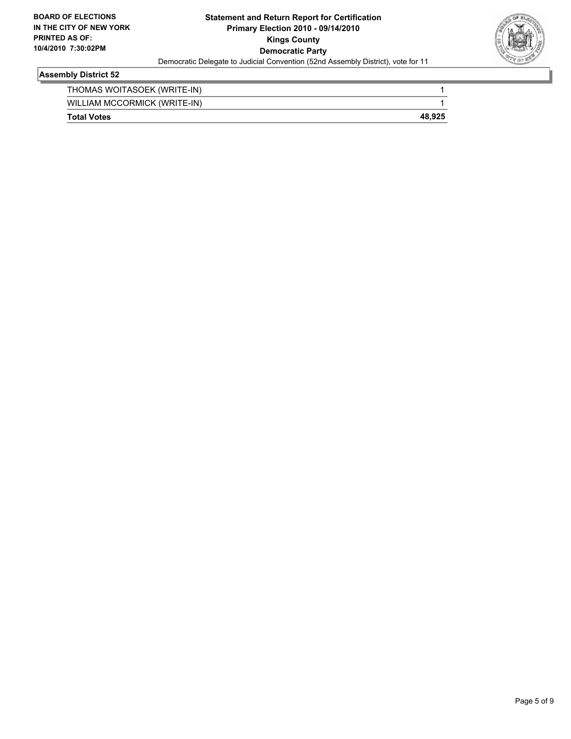**BOARD OF ELECTIONS IN THE CITY OF NEW YORK PRINTED AS OF: 10/4/2010 7:30:02PM**

**Statement and Return Report for Certification Primary Election 2010 - 09/14/2010 Kings County Democratic Party**

Democratic Delegate to Judicial Convention (52nd Assembly District), vote for 11

## Assembly District 52

| | |
|---|---|
| THOMAS WOITASOEK (WRITE-IN) | 1 |
| WILLIAM MCCORMICK (WRITE-IN) | 1 |
| **Total Votes** | **48,925** |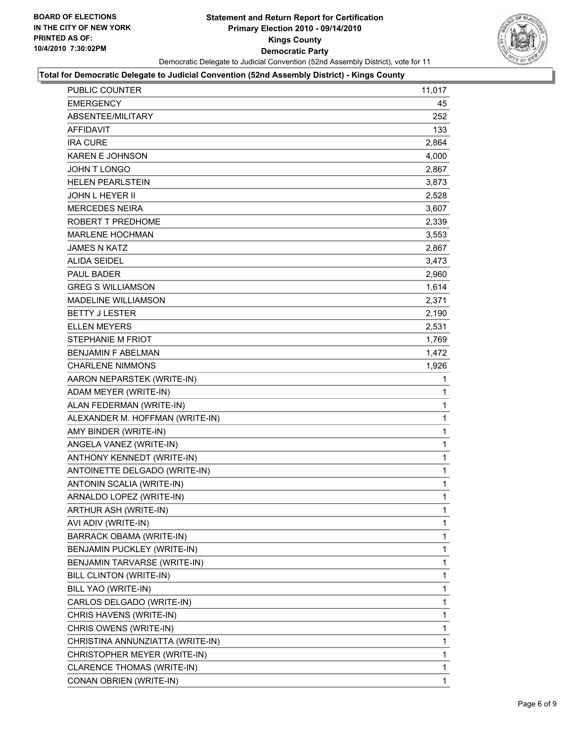**BOARD OF ELECTIONS IN THE CITY OF NEW YORK PRINTED AS OF: 10/4/2010 7:30:02PM**

# Statement and Return Report for Certification
## Primary Election 2010 - 09/14/2010
## Kings County
## Democratic Party

Democratic Delegate to Judicial Convention (52nd Assembly District), vote for 11

### Total for Democratic Delegate to Judicial Convention (52nd Assembly District) - Kings County

| | |
|---|---|
| PUBLIC COUNTER | 11,017 |
| EMERGENCY | 45 |
| ABSENTEE/MILITARY | 252 |
| AFFIDAVIT | 133 |
| IRA CURE | 2,864 |
| KAREN E JOHNSON | 4,000 |
| JOHN T LONGO | 2,867 |
| HELEN PEARLSTEIN | 3,873 |
| JOHN L HEYER II | 2,528 |
| MERCEDES NEIRA | 3,607 |
| ROBERT T PREDHOME | 2,339 |
| MARLENE HOCHMAN | 3,553 |
| JAMES N KATZ | 2,867 |
| ALIDA SEIDEL | 3,473 |
| PAUL BADER | 2,960 |
| GREG S WILLIAMSON | 1,614 |
| MADELINE WILLIAMSON | 2,371 |
| BETTY J LESTER | 2,190 |
| ELLEN MEYERS | 2,531 |
| STEPHANIE M FRIOT | 1,769 |
| BENJAMIN F ABELMAN | 1,472 |
| CHARLENE NIMMONS | 1,926 |
| AARON NEPARSTEK (WRITE-IN) | 1 |
| ADAM MEYER (WRITE-IN) | 1 |
| ALAN FEDERMAN (WRITE-IN) | 1 |
| ALEXANDER M. HOFFMAN (WRITE-IN) | 1 |
| AMY BINDER (WRITE-IN) | 1 |
| ANGELA VANEZ (WRITE-IN) | 1 |
| ANTHONY KENNEDT (WRITE-IN) | 1 |
| ANTOINETTE DELGADO (WRITE-IN) | 1 |
| ANTONIN SCALIA (WRITE-IN) | 1 |
| ARNALDO LOPEZ (WRITE-IN) | 1 |
| ARTHUR ASH (WRITE-IN) | 1 |
| AVI ADIV (WRITE-IN) | 1 |
| BARRACK OBAMA (WRITE-IN) | 1 |
| BENJAMIN PUCKLEY (WRITE-IN) | 1 |
| BENJAMIN TARVARSE (WRITE-IN) | 1 |
| BILL CLINTON (WRITE-IN) | 1 |
| BILL YAO (WRITE-IN) | 1 |
| CARLOS DELGADO (WRITE-IN) | 1 |
| CHRIS HAVENS (WRITE-IN) | 1 |
| CHRIS OWENS (WRITE-IN) | 1 |
| CHRISTINA ANNUNZIATTA (WRITE-IN) | 1 |
| CHRISTOPHER MEYER (WRITE-IN) | 1 |
| CLARENCE THOMAS (WRITE-IN) | 1 |
| CONAN OBRIEN (WRITE-IN) | 1 |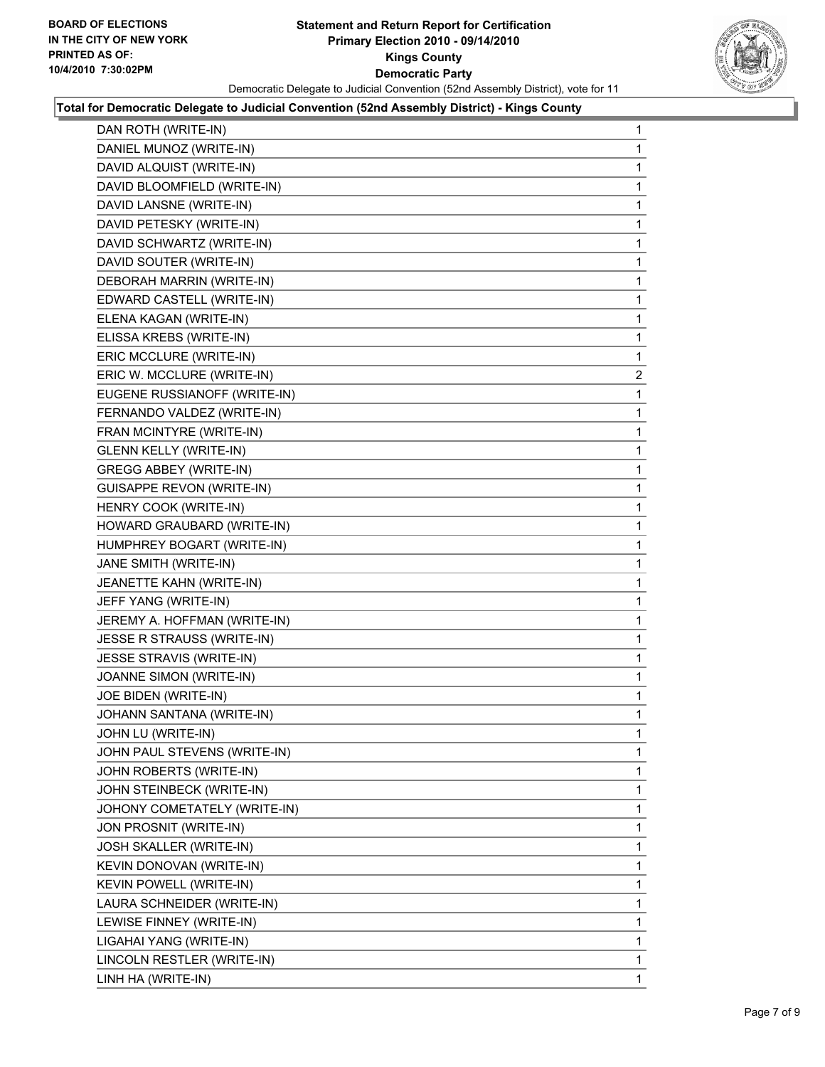**BOARD OF ELECTIONS IN THE CITY OF NEW YORK PRINTED AS OF: 10/4/2010 7:30:02PM**

# Statement and Return Report for Certification
## Primary Election 2010 - 09/14/2010
## Kings County
## Democratic Party

Democratic Delegate to Judicial Convention (52nd Assembly District), vote for 11

### Total for Democratic Delegate to Judicial Convention (52nd Assembly District) - Kings County

| Candidate | Votes |
|---|---|
| DAN ROTH (WRITE-IN) | 1 |
| DANIEL MUNOZ (WRITE-IN) | 1 |
| DAVID ALQUIST (WRITE-IN) | 1 |
| DAVID BLOOMFIELD (WRITE-IN) | 1 |
| DAVID LANSNE (WRITE-IN) | 1 |
| DAVID PETESKY (WRITE-IN) | 1 |
| DAVID SCHWARTZ (WRITE-IN) | 1 |
| DAVID SOUTER (WRITE-IN) | 1 |
| DEBORAH MARRIN (WRITE-IN) | 1 |
| EDWARD CASTELL (WRITE-IN) | 1 |
| ELENA KAGAN (WRITE-IN) | 1 |
| ELISSA KREBS (WRITE-IN) | 1 |
| ERIC MCCLURE (WRITE-IN) | 1 |
| ERIC W. MCCLURE (WRITE-IN) | 2 |
| EUGENE RUSSIANOFF (WRITE-IN) | 1 |
| FERNANDO VALDEZ (WRITE-IN) | 1 |
| FRAN MCINTYRE (WRITE-IN) | 1 |
| GLENN KELLY (WRITE-IN) | 1 |
| GREGG ABBEY (WRITE-IN) | 1 |
| GUISAPPE REVON (WRITE-IN) | 1 |
| HENRY COOK (WRITE-IN) | 1 |
| HOWARD GRAUBARD (WRITE-IN) | 1 |
| HUMPHREY BOGART (WRITE-IN) | 1 |
| JANE SMITH (WRITE-IN) | 1 |
| JEANETTE KAHN (WRITE-IN) | 1 |
| JEFF YANG (WRITE-IN) | 1 |
| JEREMY A. HOFFMAN (WRITE-IN) | 1 |
| JESSE R STRAUSS (WRITE-IN) | 1 |
| JESSE STRAVIS (WRITE-IN) | 1 |
| JOANNE SIMON (WRITE-IN) | 1 |
| JOE BIDEN (WRITE-IN) | 1 |
| JOHANN SANTANA (WRITE-IN) | 1 |
| JOHN LU (WRITE-IN) | 1 |
| JOHN PAUL STEVENS (WRITE-IN) | 1 |
| JOHN ROBERTS (WRITE-IN) | 1 |
| JOHN STEINBECK (WRITE-IN) | 1 |
| JOHONY COMETATELY (WRITE-IN) | 1 |
| JON PROSNIT (WRITE-IN) | 1 |
| JOSH SKALLER (WRITE-IN) | 1 |
| KEVIN DONOVAN (WRITE-IN) | 1 |
| KEVIN POWELL (WRITE-IN) | 1 |
| LAURA SCHNEIDER (WRITE-IN) | 1 |
| LEWISE FINNEY (WRITE-IN) | 1 |
| LIGAHAI YANG (WRITE-IN) | 1 |
| LINCOLN RESTLER (WRITE-IN) | 1 |
| LINH HA (WRITE-IN) | 1 |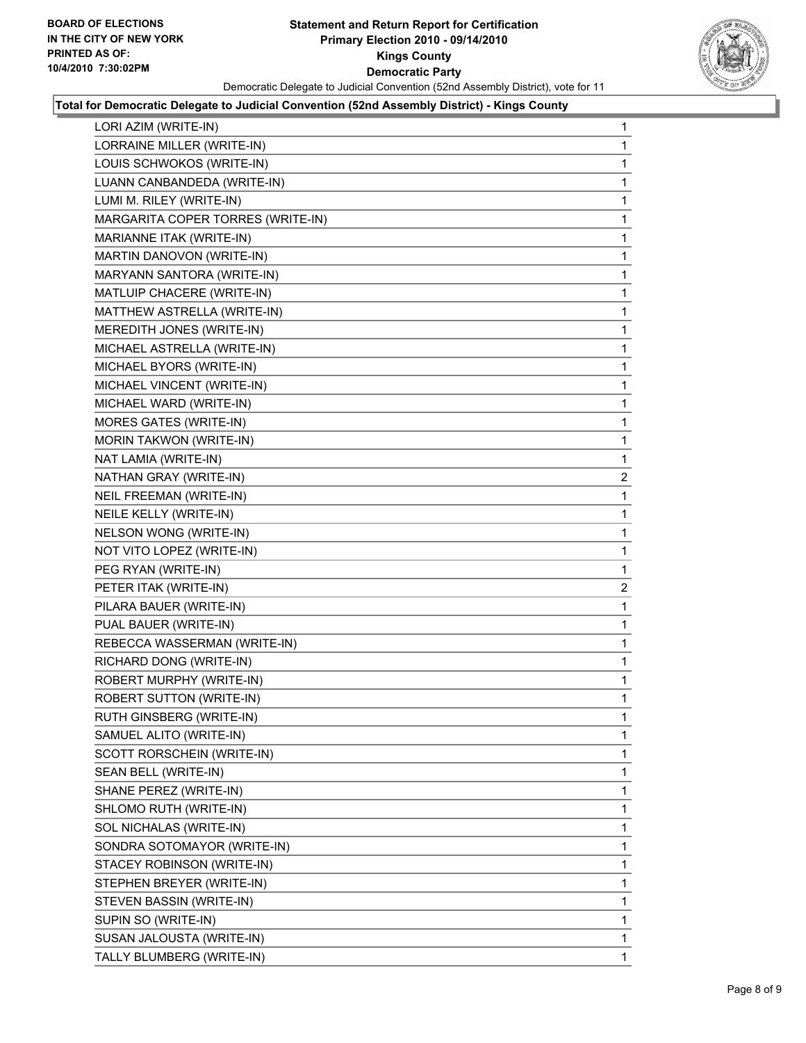**BOARD OF ELECTIONS IN THE CITY OF NEW YORK PRINTED AS OF: 10/4/2010 7:30:02PM**

# Statement and Return Report for Certification
## Primary Election 2010 - 09/14/2010
## Kings County
## Democratic Party

Democratic Delegate to Judicial Convention (52nd Assembly District), vote for 11

### Total for Democratic Delegate to Judicial Convention (52nd Assembly District) - Kings County

| | |
|---|---|
| LORI AZIM (WRITE-IN) | 1 |
| LORRAINE MILLER (WRITE-IN) | 1 |
| LOUIS SCHWOKOS (WRITE-IN) | 1 |
| LUANN CANBANDEDA (WRITE-IN) | 1 |
| LUMI M. RILEY (WRITE-IN) | 1 |
| MARGARITA COPER TORRES (WRITE-IN) | 1 |
| MARIANNE ITAK (WRITE-IN) | 1 |
| MARTIN DANOVON (WRITE-IN) | 1 |
| MARYANN SANTORA (WRITE-IN) | 1 |
| MATLUIP CHACERE (WRITE-IN) | 1 |
| MATTHEW ASTRELLA (WRITE-IN) | 1 |
| MEREDITH JONES (WRITE-IN) | 1 |
| MICHAEL ASTRELLA (WRITE-IN) | 1 |
| MICHAEL BYORS (WRITE-IN) | 1 |
| MICHAEL VINCENT (WRITE-IN) | 1 |
| MICHAEL WARD (WRITE-IN) | 1 |
| MORES GATES (WRITE-IN) | 1 |
| MORIN TAKWON (WRITE-IN) | 1 |
| NAT LAMIA (WRITE-IN) | 1 |
| NATHAN GRAY (WRITE-IN) | 2 |
| NEIL FREEMAN (WRITE-IN) | 1 |
| NEILE KELLY (WRITE-IN) | 1 |
| NELSON WONG (WRITE-IN) | 1 |
| NOT VITO LOPEZ (WRITE-IN) | 1 |
| PEG RYAN (WRITE-IN) | 1 |
| PETER ITAK (WRITE-IN) | 2 |
| PILARA BAUER (WRITE-IN) | 1 |
| PUAL BAUER (WRITE-IN) | 1 |
| REBECCA WASSERMAN (WRITE-IN) | 1 |
| RICHARD DONG (WRITE-IN) | 1 |
| ROBERT MURPHY (WRITE-IN) | 1 |
| ROBERT SUTTON (WRITE-IN) | 1 |
| RUTH GINSBERG (WRITE-IN) | 1 |
| SAMUEL ALITO (WRITE-IN) | 1 |
| SCOTT RORSCHEIN (WRITE-IN) | 1 |
| SEAN BELL (WRITE-IN) | 1 |
| SHANE PEREZ (WRITE-IN) | 1 |
| SHLOMO RUTH (WRITE-IN) | 1 |
| SOL NICHALAS (WRITE-IN) | 1 |
| SONDRA SOTOMAYOR (WRITE-IN) | 1 |
| STACEY ROBINSON (WRITE-IN) | 1 |
| STEPHEN BREYER (WRITE-IN) | 1 |
| STEVEN BASSIN (WRITE-IN) | 1 |
| SUPIN SO (WRITE-IN) | 1 |
| SUSAN JALOUSTA (WRITE-IN) | 1 |
| TALLY BLUMBERG (WRITE-IN) | 1 |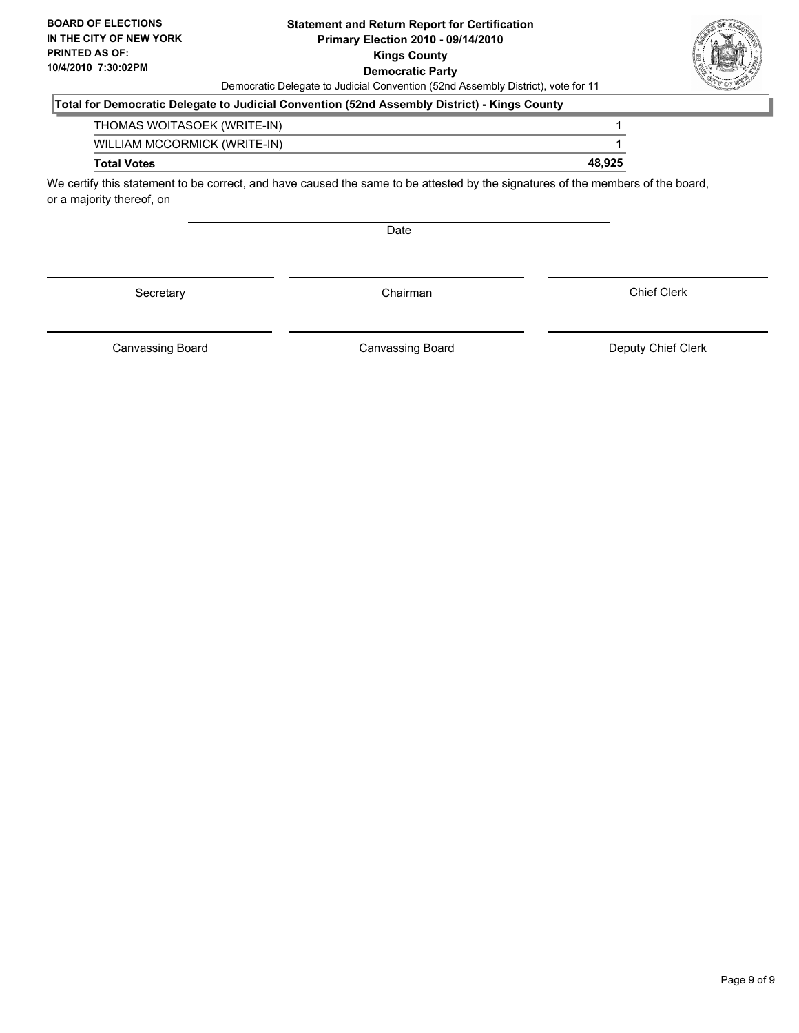**BOARD OF ELECTIONS IN THE CITY OF NEW YORK PRINTED AS OF: 10/4/2010 7:30:02PM**

**Statement and Return Report for Certification**
**Primary Election 2010 - 09/14/2010**
**Kings County**
**Democratic Party**

Democratic Delegate to Judicial Convention (52nd Assembly District), vote for 11

**Total for Democratic Delegate to Judicial Convention (52nd Assembly District) - Kings County**

| | |
|---|---|
| THOMAS WOITASOEK (WRITE-IN) | 1 |
| WILLIAM MCCORMICK (WRITE-IN) | 1 |
| **Total Votes** | **48,925** |

We certify this statement to be correct, and have caused the same to be attested by the signatures of the members of the board, or a majority thereof, on

Date

Secretary | Chairman | Chief Clerk

Canvassing Board | Canvassing Board | Deputy Chief Clerk